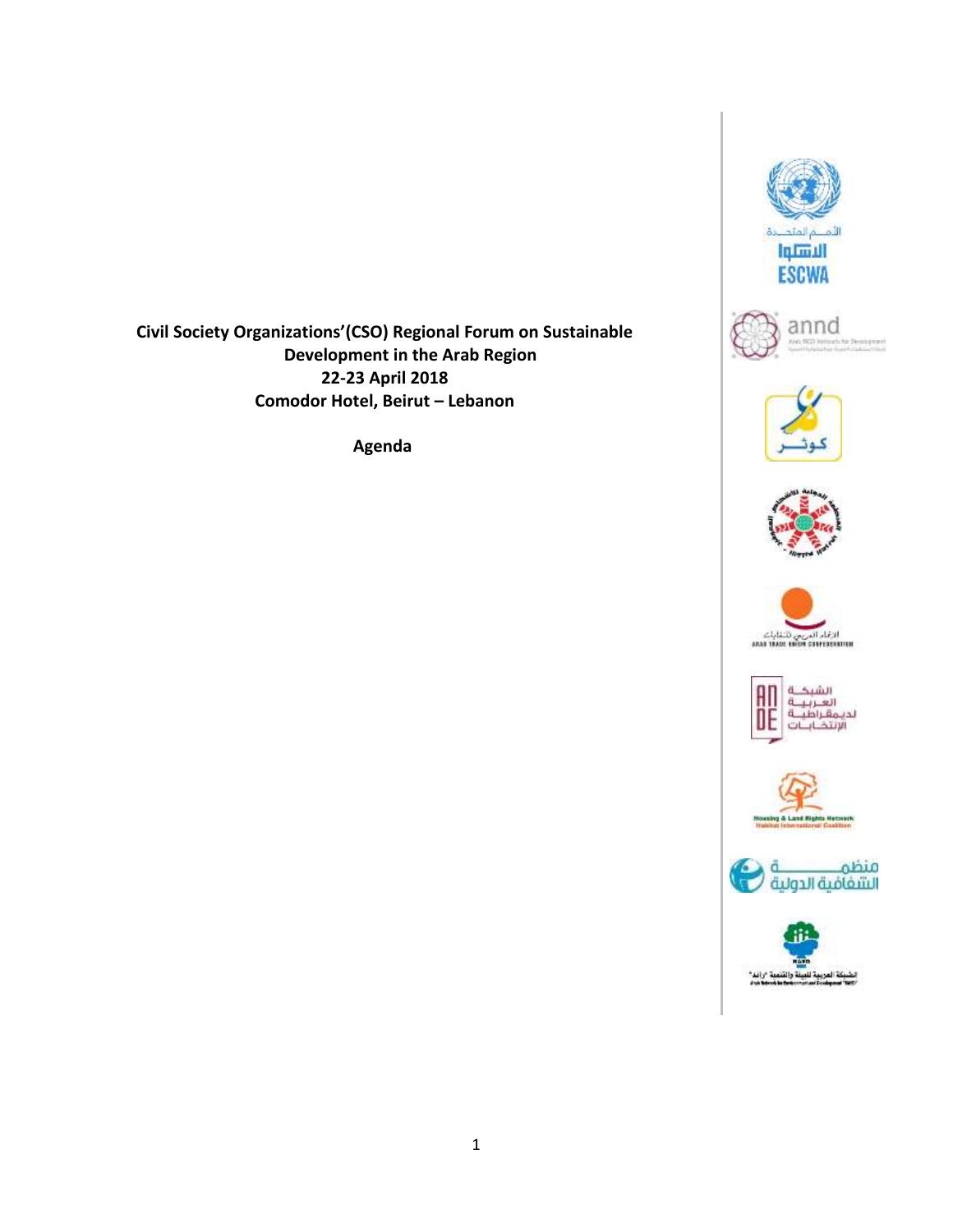**Civil Society Organizations'(CSO) Regional Forum on Sustainable Development in the Arab Region**
**22-23 April 2018**
**Comodor Hotel, Beirut – Lebanon**

**Agenda**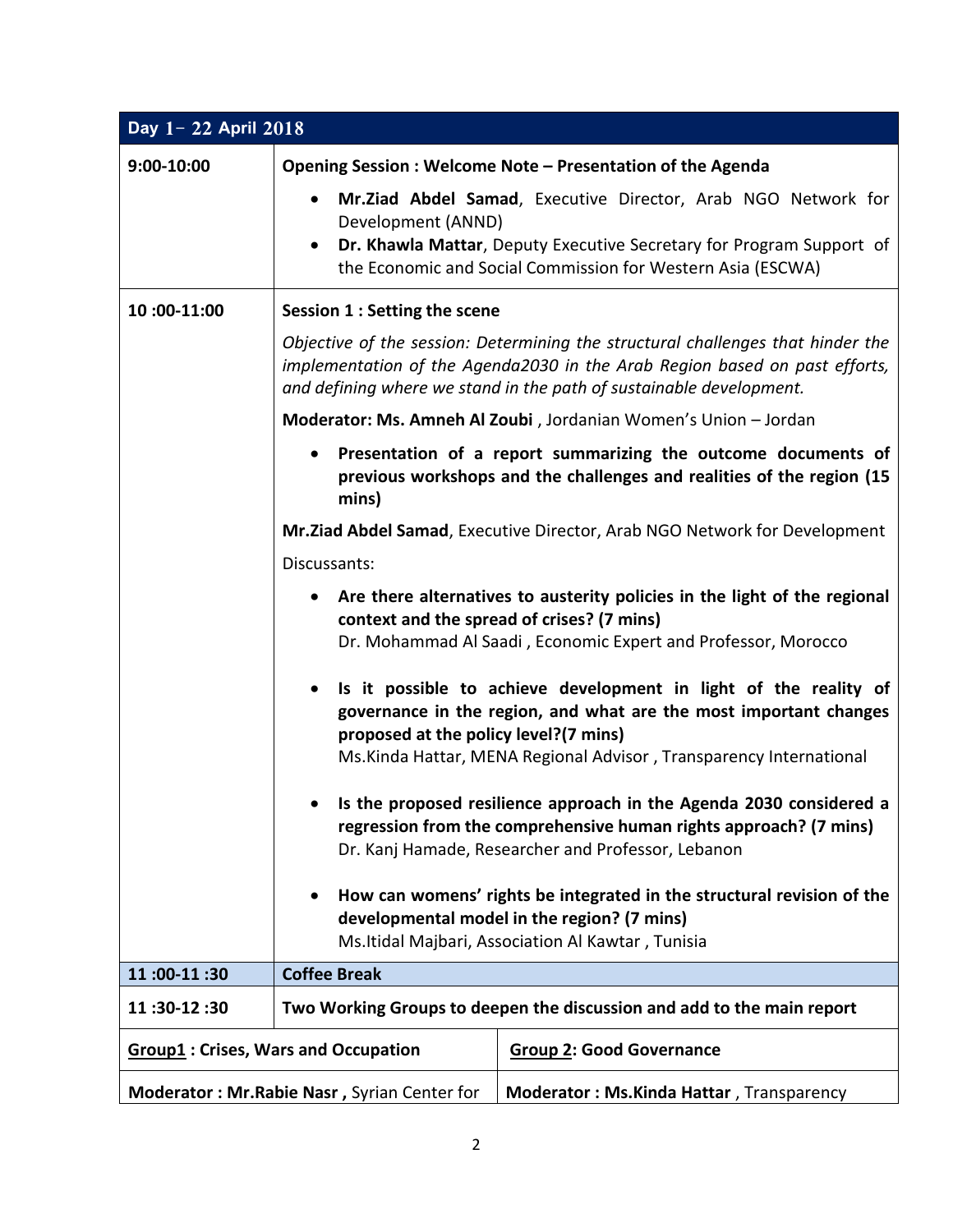| Day 1– 22 April 2018 | | |
|---|---|---|
| 9:00-10:00 | **Opening Session : Welcome Note – Presentation of the Agenda**<br>• **Mr.Ziad Abdel Samad**, Executive Director, Arab NGO Network for Development (ANND)<br>• **Dr. Khawla Mattar**, Deputy Executive Secretary for Program Support of the Economic and Social Commission for Western Asia (ESCWA) | |
| 10 :00-11:00 | **Session 1 : Setting the scene**<br>*Objective of the session: Determining the structural challenges that hinder the implementation of the Agenda2030 in the Arab Region based on past efforts, and defining where we stand in the path of sustainable development.*<br>**Moderator: Ms. Amneh Al Zoubi** , Jordanian Women's Union – Jordan<br>• **Presentation of a report summarizing the outcome documents of previous workshops and the challenges and realities of the region (15 mins)**<br>**Mr.Ziad Abdel Samad**, Executive Director, Arab NGO Network for Development<br>Discussants:<br>• **Are there alternatives to austerity policies in the light of the regional context and the spread of crises? (7 mins)** Dr. Mohammad Al Saadi , Economic Expert and Professor, Morocco<br>• **Is it possible to achieve development in light of the reality of governance in the region, and what are the most important changes proposed at the policy level?(7 mins)** Ms.Kinda Hattar, MENA Regional Advisor , Transparency International<br>• **Is the proposed resilience approach in the Agenda 2030 considered a regression from the comprehensive human rights approach? (7 mins)** Dr. Kanj Hamade, Researcher and Professor, Lebanon<br>• **How can womens' rights be integrated in the structural revision of the developmental model in the region? (7 mins)** Ms.Itidal Majbari, Association Al Kawtar , Tunisia | |
| **11 :00-11 :30** | **Coffee Break** | |
| **11 :30-12 :30** | **Two Working Groups to deepen the discussion and add to the main report** | |
| **Group1 : Crises, Wars and Occupation** | | **Group 2: Good Governance** |
| **Moderator : Mr.Rabie Nasr ,** Syrian Center for | | **Moderator : Ms.Kinda Hattar** , Transparency |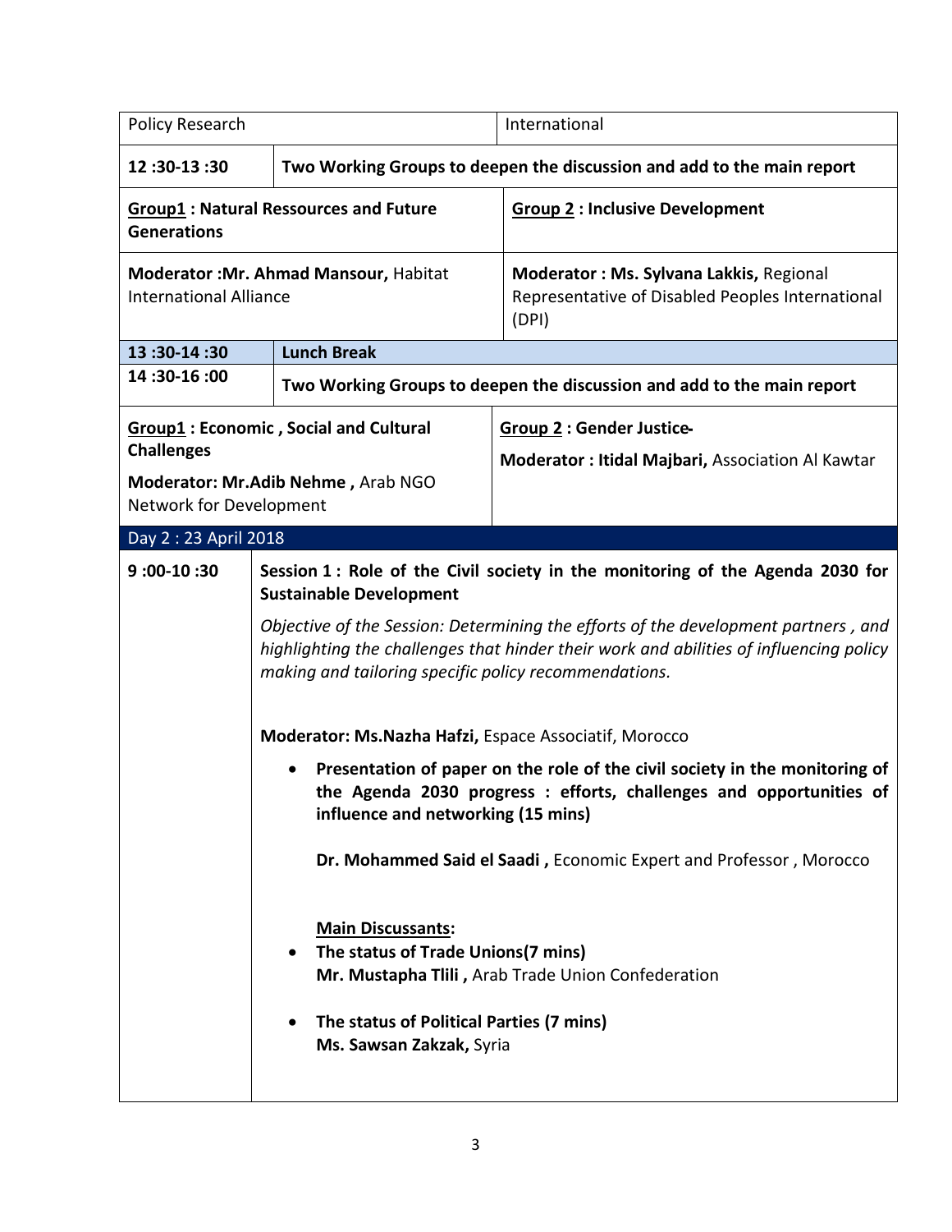| Policy Research | | International |
|---|---|---|
| **12 :30-13 :30** | **Two Working Groups to deepen the discussion and add to the main report** | |
| **<u>Group1</u> : Natural Ressources and Future Generations** | | **<u>Group 2</u> : Inclusive Development** |
| **Moderator :Mr. Ahmad Mansour,** Habitat International Alliance | | **Moderator : Ms. Sylvana Lakkis,** Regional Representative of Disabled Peoples International (DPI) |
| **13 :30-14 :30** | **Lunch Break** | |
| **14 :30-16 :00** | **Two Working Groups to deepen the discussion and add to the main report** | |
| **<u>Group1</u> : Economic , Social and Cultural Challenges**<br>**Moderator: Mr.Adib Nehme ,** Arab NGO Network for Development | | **<u>Group 2</u> : Gender Justice-**<br>**Moderator : Itidal Majbari,** Association Al Kawtar |
| Day 2 : 23 April 2018 | | |
| **9 :00-10 :30** | **Session 1 : Role of the Civil society in the monitoring of the Agenda 2030 for Sustainable Development**<br>*Objective of the Session: Determining the efforts of the development partners , and highlighting the challenges that hinder their work and abilities of influencing policy making and tailoring specific policy recommendations.*<br>**Moderator: Ms.Nazha Hafzi,** Espace Associatif, Morocco<br>• **Presentation of paper on the role of the civil society in the monitoring of the Agenda 2030 progress : efforts, challenges and opportunities of influence and networking (15 mins)**<br>**Dr. Mohammed Said el Saadi ,** Economic Expert and Professor , Morocco<br>**<u>Main Discussants</u>:**<br>• **The status of Trade Unions(7 mins)**<br>**Mr. Mustapha Tlili ,** Arab Trade Union Confederation<br>• **The status of Political Parties (7 mins)**<br>**Ms. Sawsan Zakzak,** Syria | |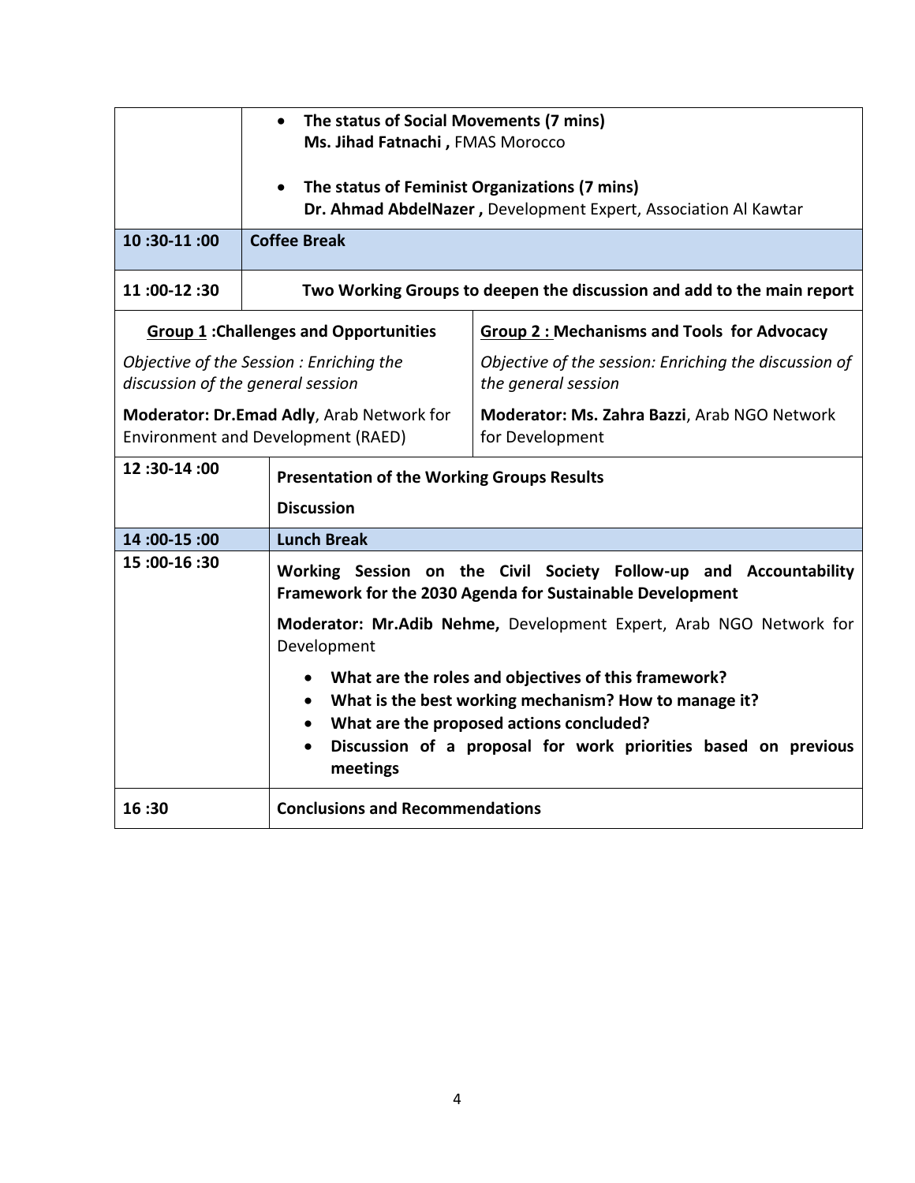| | |
|---|---|
| | • **The status of Social Movements (7 mins)**<br>**Ms. Jihad Fatnachi ,** FMAS Morocco<br>• **The status of Feminist Organizations (7 mins)**<br>**Dr. Ahmad AbdelNazer ,** Development Expert, Association Al Kawtar |
| **10 :30-11 :00** | **Coffee Break** |
| **11 :00-12 :30** | **Two Working Groups to deepen the discussion and add to the main report** |
| **Group 1 :Challenges and Opportunities**<br>*Objective of the Session : Enriching the discussion of the general session*<br>**Moderator: Dr.Emad Adly**, Arab Network for Environment and Development (RAED) | **Group 2 : Mechanisms and Tools for Advocacy**<br>*Objective of the session: Enriching the discussion of the general session*<br>**Moderator: Ms. Zahra Bazzi**, Arab NGO Network for Development |
| **12 :30-14 :00** | **Presentation of the Working Groups Results**<br>**Discussion** |
| **14 :00-15 :00** | **Lunch Break** |
| **15 :00-16 :30** | **Working Session on the Civil Society Follow-up and Accountability Framework for the 2030 Agenda for Sustainable Development**<br>**Moderator: Mr.Adib Nehme,** Development Expert, Arab NGO Network for Development<br>• **What are the roles and objectives of this framework?**<br>• **What is the best working mechanism? How to manage it?**<br>• **What are the proposed actions concluded?**<br>• **Discussion of a proposal for work priorities based on previous meetings** |
| **16 :30** | **Conclusions and Recommendations** |